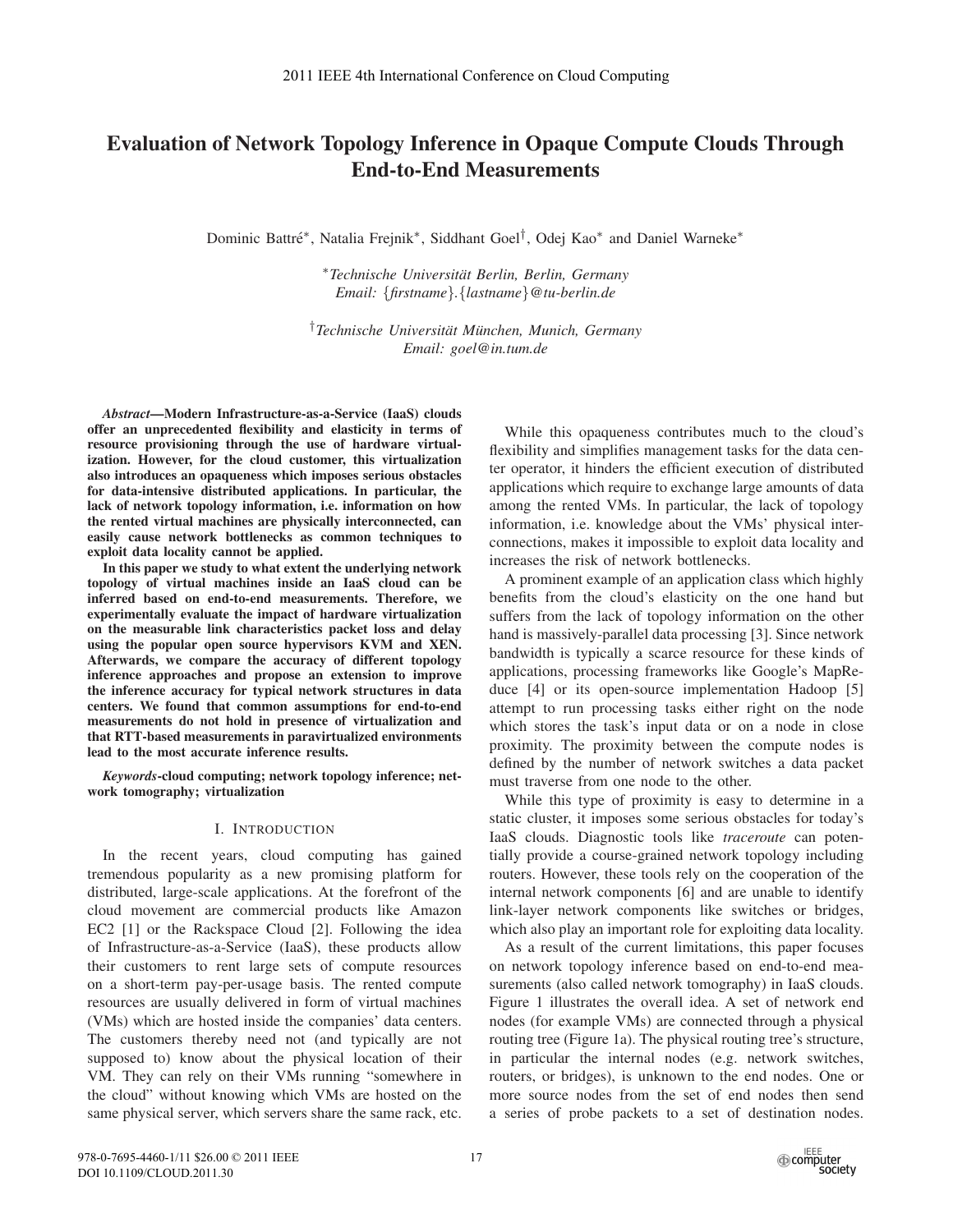# Evaluation of Network Topology Inference in Opaque Compute Clouds Through End-to-End Measurements

Dominic Battré*, Natalia Frejnik*, Siddhant Goel†, Odej Kao* and Daniel Warneke*

*Technische Universität Berlin, Berlin, Germany
Email: {firstname}.{lastname}@tu-berlin.de

†Technische Universität München, Munich, Germany
Email: goel@in.tum.de

***Abstract*—Modern Infrastructure-as-a-Service (IaaS) clouds offer an unprecedented flexibility and elasticity in terms of resource provisioning through the use of hardware virtualization. However, for the cloud customer, this virtualization also introduces an opaqueness which imposes serious obstacles for data-intensive distributed applications. In particular, the lack of network topology information, i.e. information on how the rented virtual machines are physically interconnected, can easily cause network bottlenecks as common techniques to exploit data locality cannot be applied.**

**In this paper we study to what extent the underlying network topology of virtual machines inside an IaaS cloud can be inferred based on end-to-end measurements. Therefore, we experimentally evaluate the impact of hardware virtualization on the measurable link characteristics packet loss and delay using the popular open source hypervisors KVM and XEN. Afterwards, we compare the accuracy of different topology inference approaches and propose an extension to improve the inference accuracy for typical network structures in data centers. We found that common assumptions for end-to-end measurements do not hold in presence of virtualization and that RTT-based measurements in paravirtualized environments lead to the most accurate inference results.**

***Keywords*-cloud computing; network topology inference; network tomography; virtualization**

## I. Introduction

In the recent years, cloud computing has gained tremendous popularity as a new promising platform for distributed, large-scale applications. At the forefront of the cloud movement are commercial products like Amazon EC2 [1] or the Rackspace Cloud [2]. Following the idea of Infrastructure-as-a-Service (IaaS), these products allow their customers to rent large sets of compute resources on a short-term pay-per-usage basis. The rented compute resources are usually delivered in form of virtual machines (VMs) which are hosted inside the companies' data centers. The customers thereby need not (and typically are not supposed to) know about the physical location of their VM. They can rely on their VMs running "somewhere in the cloud" without knowing which VMs are hosted on the same physical server, which servers share the same rack, etc.

While this opaqueness contributes much to the cloud's flexibility and simplifies management tasks for the data center operator, it hinders the efficient execution of distributed applications which require to exchange large amounts of data among the rented VMs. In particular, the lack of topology information, i.e. knowledge about the VMs' physical interconnections, makes it impossible to exploit data locality and increases the risk of network bottlenecks.

A prominent example of an application class which highly benefits from the cloud's elasticity on the one hand but suffers from the lack of topology information on the other hand is massively-parallel data processing [3]. Since network bandwidth is typically a scarce resource for these kinds of applications, processing frameworks like Google's MapReduce [4] or its open-source implementation Hadoop [5] attempt to run processing tasks either right on the node which stores the task's input data or on a node in close proximity. The proximity between the compute nodes is defined by the number of network switches a data packet must traverse from one node to the other.

While this type of proximity is easy to determine in a static cluster, it imposes some serious obstacles for today's IaaS clouds. Diagnostic tools like *traceroute* can potentially provide a course-grained network topology including routers. However, these tools rely on the cooperation of the internal network components [6] and are unable to identify link-layer network components like switches or bridges, which also play an important role for exploiting data locality.

As a result of the current limitations, this paper focuses on network topology inference based on end-to-end measurements (also called network tomography) in IaaS clouds. Figure 1 illustrates the overall idea. A set of network end nodes (for example VMs) are connected through a physical routing tree (Figure 1a). The physical routing tree's structure, in particular the internal nodes (e.g. network switches, routers, or bridges), is unknown to the end nodes. One or more source nodes from the set of end nodes then send a series of probe packets to a set of destination nodes.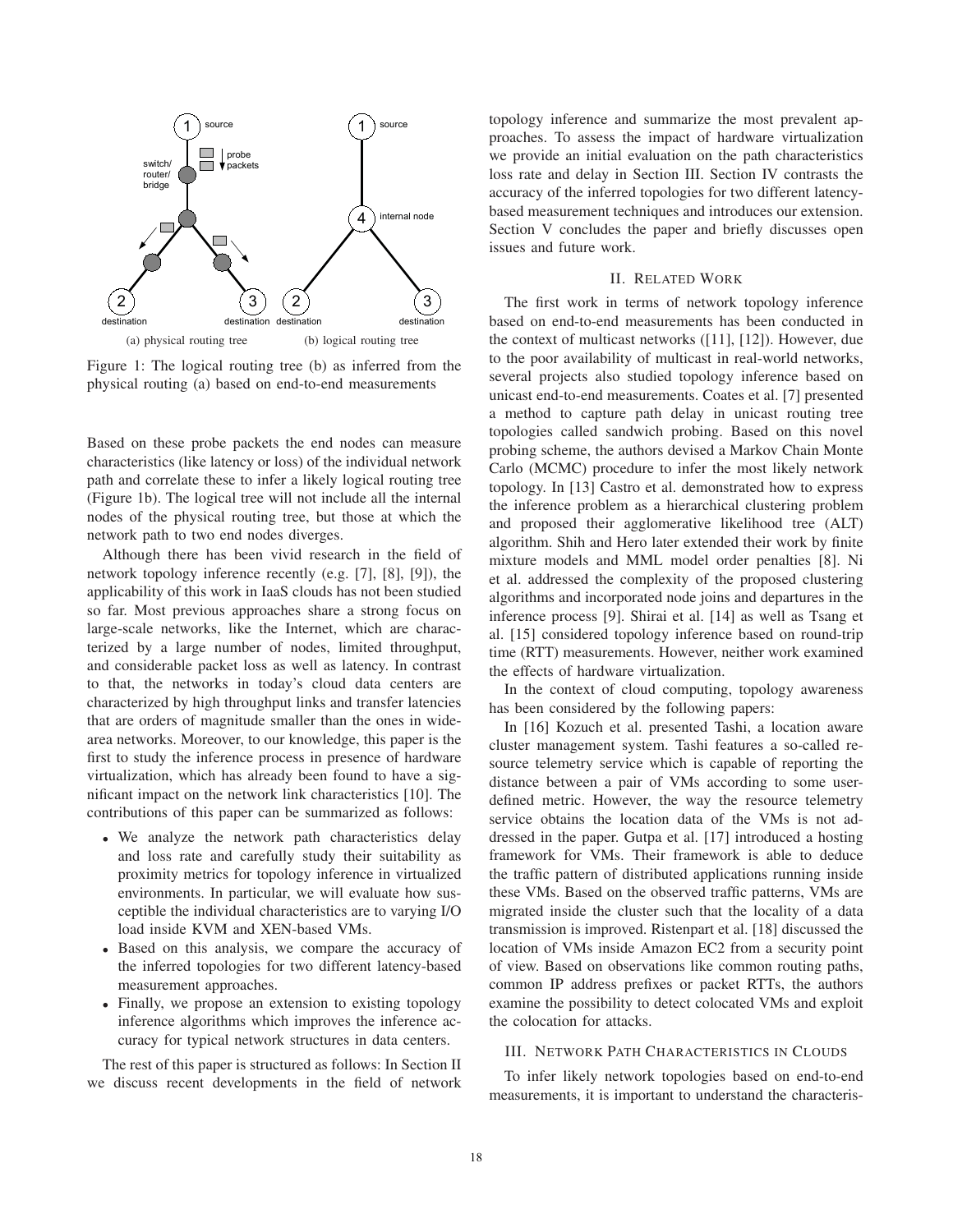1 source

probe packets

switch/ router/ bridge

2 destination

3 destination

(a) physical routing tree

1 source

4 internal node

2 destination

3 destination

(b) logical routing tree

Figure 1: The logical routing tree (b) as inferred from the physical routing (a) based on end-to-end measurements

Based on these probe packets the end nodes can measure characteristics (like latency or loss) of the individual network path and correlate these to infer a likely logical routing tree (Figure 1b). The logical tree will not include all the internal nodes of the physical routing tree, but those at which the network path to two end nodes diverges.

Although there has been vivid research in the field of network topology inference recently (e.g. [7], [8], [9]), the applicability of this work in IaaS clouds has not been studied so far. Most previous approaches share a strong focus on large-scale networks, like the Internet, which are characterized by a large number of nodes, limited throughput, and considerable packet loss as well as latency. In contrast to that, the networks in today's cloud data centers are characterized by high throughput links and transfer latencies that are orders of magnitude smaller than the ones in wide-area networks. Moreover, to our knowledge, this paper is the first to study the inference process in presence of hardware virtualization, which has already been found to have a significant impact on the network link characteristics [10]. The contributions of this paper can be summarized as follows:

- We analyze the network path characteristics delay and loss rate and carefully study their suitability as proximity metrics for topology inference in virtualized environments. In particular, we will evaluate how susceptible the individual characteristics are to varying I/O load inside KVM and XEN-based VMs.
- Based on this analysis, we compare the accuracy of the inferred topologies for two different latency-based measurement approaches.
- Finally, we propose an extension to existing topology inference algorithms which improves the inference accuracy for typical network structures in data centers.

The rest of this paper is structured as follows: In Section II we discuss recent developments in the field of network topology inference and summarize the most prevalent approaches. To assess the impact of hardware virtualization we provide an initial evaluation on the path characteristics loss rate and delay in Section III. Section IV contrasts the accuracy of the inferred topologies for two different latency-based measurement techniques and introduces our extension. Section V concludes the paper and briefly discusses open issues and future work.

## II. Related Work

The first work in terms of network topology inference based on end-to-end measurements has been conducted in the context of multicast networks ([11], [12]). However, due to the poor availability of multicast in real-world networks, several projects also studied topology inference based on unicast end-to-end measurements. Coates et al. [7] presented a method to capture path delay in unicast routing tree topologies called sandwich probing. Based on this novel probing scheme, the authors devised a Markov Chain Monte Carlo (MCMC) procedure to infer the most likely network topology. In [13] Castro et al. demonstrated how to express the inference problem as a hierarchical clustering problem and proposed their agglomerative likelihood tree (ALT) algorithm. Shih and Hero later extended their work by finite mixture models and MML model order penalties [8]. Ni et al. addressed the complexity of the proposed clustering algorithms and incorporated node joins and departures in the inference process [9]. Shirai et al. [14] as well as Tsang et al. [15] considered topology inference based on round-trip time (RTT) measurements. However, neither work examined the effects of hardware virtualization.

In the context of cloud computing, topology awareness has been considered by the following papers:

In [16] Kozuch et al. presented Tashi, a location aware cluster management system. Tashi features a so-called resource telemetry service which is capable of reporting the distance between a pair of VMs according to some user-defined metric. However, the way the resource telemetry service obtains the location data of the VMs is not addressed in the paper. Gutpa et al. [17] introduced a hosting framework for VMs. Their framework is able to deduce the traffic pattern of distributed applications running inside these VMs. Based on the observed traffic patterns, VMs are migrated inside the cluster such that the locality of a data transmission is improved. Ristenpart et al. [18] discussed the location of VMs inside Amazon EC2 from a security point of view. Based on observations like common routing paths, common IP address prefixes or packet RTTs, the authors examine the possibility to detect colocated VMs and exploit the colocation for attacks.

## III. Network Path Characteristics in Clouds

To infer likely network topologies based on end-to-end measurements, it is important to understand the characteris-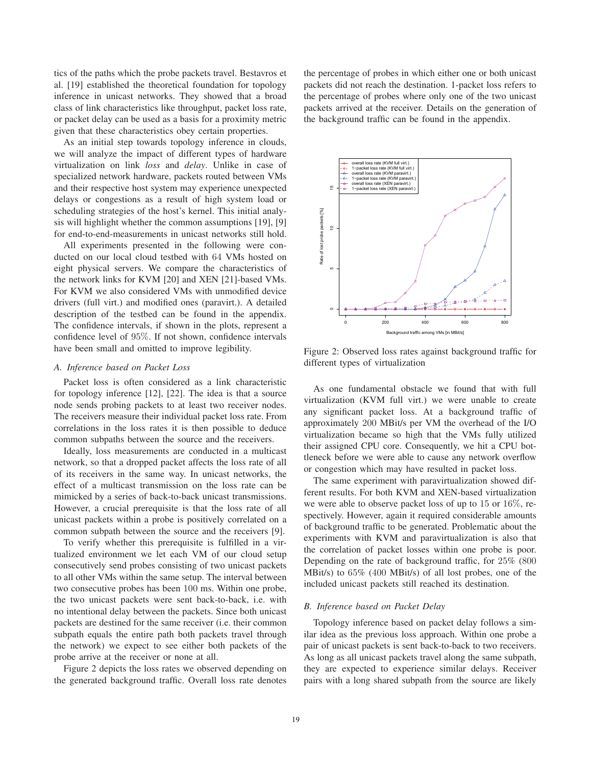tics of the paths which the probe packets travel. Bestavros et al. [19] established the theoretical foundation for topology inference in unicast networks. They showed that a broad class of link characteristics like throughput, packet loss rate, or packet delay can be used as a basis for a proximity metric given that these characteristics obey certain properties.

As an initial step towards topology inference in clouds, we will analyze the impact of different types of hardware virtualization on link *loss* and *delay*. Unlike in case of specialized network hardware, packets routed between VMs and their respective host system may experience unexpected delays or congestions as a result of high system load or scheduling strategies of the host's kernel. This initial analysis will highlight whether the common assumptions [19], [9] for end-to-end-measurements in unicast networking still hold.

All experiments presented in the following were conducted on our local cloud testbed with 64 VMs hosted on eight physical servers. We compare the characteristics of the network links for KVM [20] and XEN [21]-based VMs. For KVM we also considered VMs with unmodified device drivers (full virt.) and modified ones (paravirt.). A detailed description of the testbed can be found in the appendix. The confidence intervals, if shown in the plots, represent a confidence level of 95%. If not shown, confidence intervals have been small and omitted to improve legibility.

### A. Inference based on Packet Loss

Packet loss is often considered as a link characteristic for topology inference [12], [22]. The idea is that a source node sends probing packets to at least two receiver nodes. The receivers measure their individual packet loss rate. From correlations in the loss rates it is then possible to deduce common subpaths between the source and the receivers.

Ideally, loss measurements are conducted in a multicast network, so that a dropped packet affects the loss rate of all of its receivers in the same way. In unicast networks, the effect of a multicast transmission on the loss rate can be mimicked by a series of back-to-back unicast transmissions. However, a crucial prerequisite is that the loss rate of all unicast packets within a probe is positively correlated on a common subpath between the source and the receivers [9].

To verify whether this prerequisite is fulfilled in a virtualized environment we let each VM of our cloud setup consecutively send probes consisting of two unicast packets to all other VMs within the same setup. The interval between two consecutive probes has been 100 ms. Within one probe, the two unicast packets were sent back-to-back, i.e. with no intentional delay between the packets. Since both unicast packets are destined for the same receiver (i.e. their common subpath equals the entire path both packets travel through the network) we expect to see either both packets of the probe arrive at the receiver or none at all.

Figure 2 depicts the loss rates we observed depending on the generated background traffic. Overall loss rate denotes the percentage of probes in which either one or both unicast packets did not reach the destination. 1-packet loss refers to the percentage of probes where only one of the two unicast packets arrived at the receiver. Details on the generation of the background traffic can be found in the appendix.

Figure 2: Observed loss rates against background traffic for different types of virtualization

As one fundamental obstacle we found that with full virtualization (KVM full virt.) we were unable to create any significant packet loss. At a background traffic of approximately 200 MBit/s per VM the overhead of the I/O virtualization became so high that the VMs fully utilized their assigned CPU core. Consequently, we hit a CPU bottleneck before we were able to cause any network overflow or congestion which may have resulted in packet loss.

The same experiment with paravirtualization showed different results. For both KVM and XEN-based virtualization we were able to observe packet loss of up to 15 or 16%, respectively. However, again it required considerable amounts of background traffic to be generated. Problematic about the experiments with KVM and paravirtualization is also that the correlation of packet losses within one probe is poor. Depending on the rate of background traffic, for 25% (800 MBit/s) to 65% (400 MBit/s) of all lost probes, one of the included unicast packets still reached its destination.

### B. Inference based on Packet Delay

Topology inference based on packet delay follows a similar idea as the previous loss approach. Within one probe a pair of unicast packets is sent back-to-back to two receivers. As long as all unicast packets travel along the same subpath, they are expected to experience similar delays. Receiver pairs with a long shared subpath from the source are likely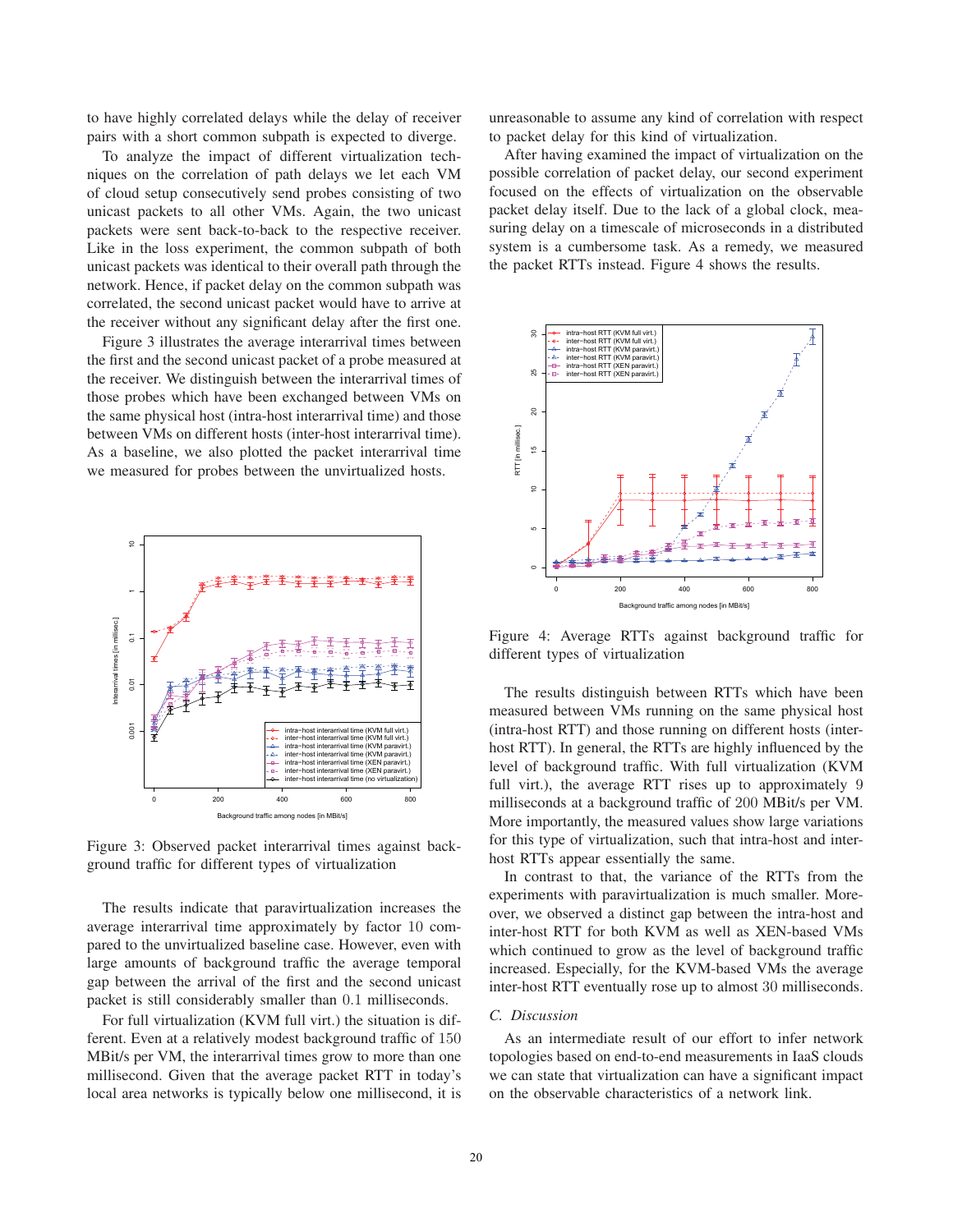to have highly correlated delays while the delay of receiver pairs with a short common subpath is expected to diverge.

To analyze the impact of different virtualization techniques on the correlation of path delays we let each VM of cloud setup consecutively send probes consisting of two unicast packets to all other VMs. Again, the two unicast packets were sent back-to-back to the respective receiver. Like in the loss experiment, the common subpath of both unicast packets was identical to their overall path through the network. Hence, if packet delay on the common subpath was correlated, the second unicast packet would have to arrive at the receiver without any significant delay after the first one.

Figure 3 illustrates the average interarrival times between the first and the second unicast packet of a probe measured at the receiver. We distinguish between the interarrival times of those probes which have been exchanged between VMs on the same physical host (intra-host interarrival time) and those between VMs on different hosts (inter-host interarrival time). As a baseline, we also plotted the packet interarrival time we measured for probes between the unvirtualized hosts.

Figure 3: Observed packet interarrival times against background traffic for different types of virtualization

The results indicate that paravirtualization increases the average interarrival time approximately by factor 10 compared to the unvirtualized baseline case. However, even with large amounts of background traffic the average temporal gap between the arrival of the first and the second unicast packet is still considerably smaller than 0.1 milliseconds.

For full virtualization (KVM full virt.) the situation is different. Even at a relatively modest background traffic of 150 MBit/s per VM, the interarrival times grow to more than one millisecond. Given that the average packet RTT in today's local area networks is typically below one millisecond, it is unreasonable to assume any kind of correlation with respect to packet delay for this kind of virtualization.

After having examined the impact of virtualization on the possible correlation of packet delay, our second experiment focused on the effects of virtualization on the observable packet delay itself. Due to the lack of a global clock, measuring delay on a timescale of microseconds in a distributed system is a cumbersome task. As a remedy, we measured the packet RTTs instead. Figure 4 shows the results.

Figure 4: Average RTTs against background traffic for different types of virtualization

The results distinguish between RTTs which have been measured between VMs running on the same physical host (intra-host RTT) and those running on different hosts (inter-host RTT). In general, the RTTs are highly influenced by the level of background traffic. With full virtualization (KVM full virt.), the average RTT rises up to approximately 9 milliseconds at a background traffic of 200 MBit/s per VM. More importantly, the measured values show large variations for this type of virtualization, such that intra-host and inter-host RTTs appear essentially the same.

In contrast to that, the variance of the RTTs from the experiments with paravirtualization is much smaller. Moreover, we observed a distinct gap between the intra-host and inter-host RTT for both KVM as well as XEN-based VMs which continued to grow as the level of background traffic increased. Especially, for the KVM-based VMs the average inter-host RTT eventually rose up to almost 30 milliseconds.

### C. Discussion

As an intermediate result of our effort to infer network topologies based on end-to-end measurements in IaaS clouds we can state that virtualization can have a significant impact on the observable characteristics of a network link.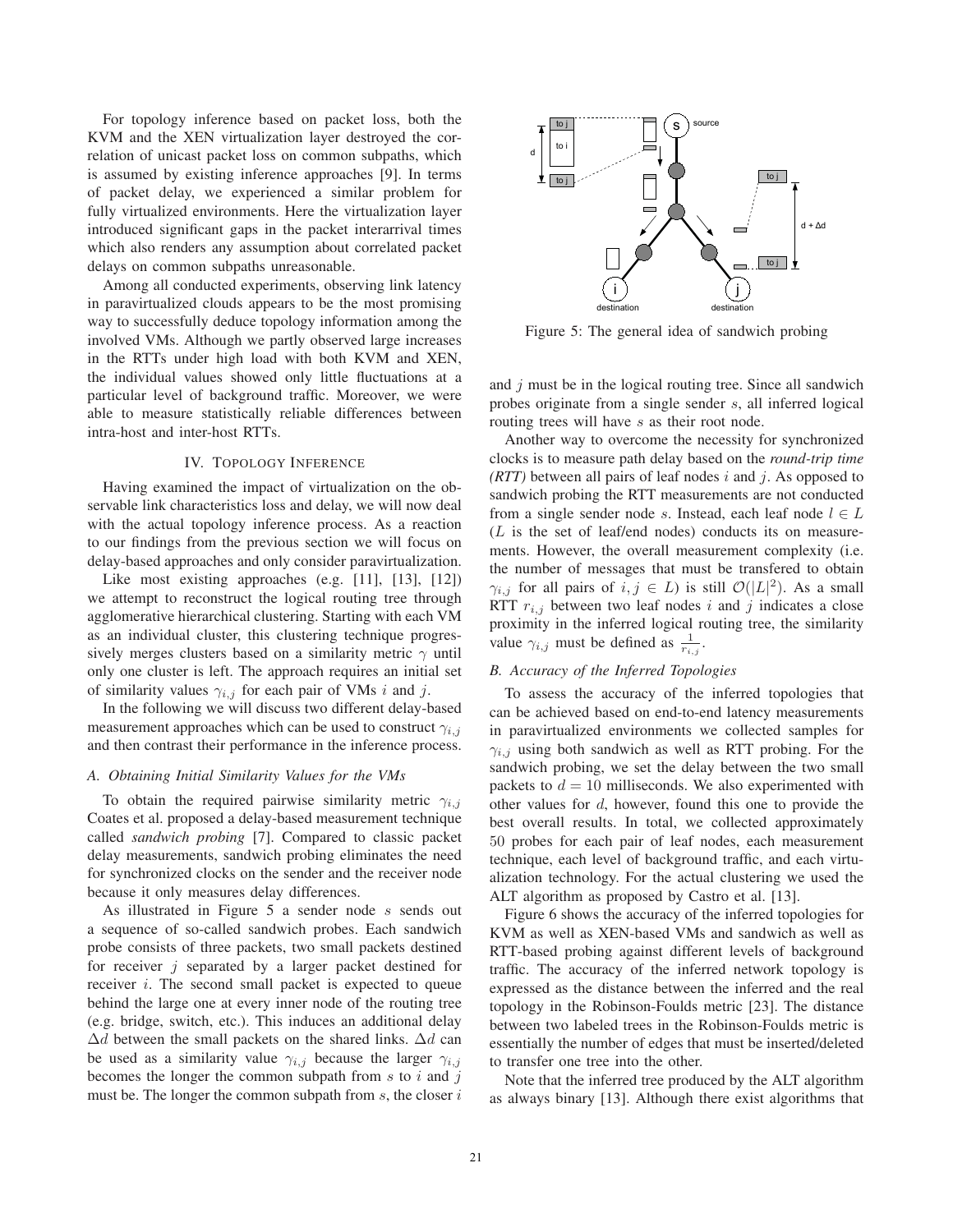For topology inference based on packet loss, both the KVM and the XEN virtualization layer destroyed the correlation of unicast packet loss on common subpaths, which is assumed by existing inference approaches [9]. In terms of packet delay, we experienced a similar problem for fully virtualized environments. Here the virtualization layer introduced significant gaps in the packet interarrival times which also renders any assumption about correlated packet delays on common subpaths unreasonable.

Among all conducted experiments, observing link latency in paravirtualized clouds appears to be the most promising way to successfully deduce topology information among the involved VMs. Although we partly observed large increases in the RTTs under high load with both KVM and XEN, the individual values showed only little fluctuations at a particular level of background traffic. Moreover, we were able to measure statistically reliable differences between intra-host and inter-host RTTs.

## IV. Topology Inference

Having examined the impact of virtualization on the observable link characteristics loss and delay, we will now deal with the actual topology inference process. As a reaction to our findings from the previous section we will focus on delay-based approaches and only consider paravirtualization.

Like most existing approaches (e.g. [11], [13], [12]) we attempt to reconstruct the logical routing tree through agglomerative hierarchical clustering. Starting with each VM as an individual cluster, this clustering technique progressively merges clusters based on a similarity metric $\gamma$ until only one cluster is left. The approach requires an initial set of similarity values $\gamma_{i,j}$ for each pair of VMs $i$ and $j$.

In the following we will discuss two different delay-based measurement approaches which can be used to construct $\gamma_{i,j}$ and then contrast their performance in the inference process.

### A. Obtaining Initial Similarity Values for the VMs

To obtain the required pairwise similarity metric $\gamma_{i,j}$ Coates et al. proposed a delay-based measurement technique called *sandwich probing* [7]. Compared to classic packet delay measurements, sandwich probing eliminates the need for synchronized clocks on the sender and the receiver node because it only measures delay differences.

As illustrated in Figure 5 a sender node $s$ sends out a sequence of so-called sandwich probes. Each sandwich probe consists of three packets, two small packets destined for receiver $j$ separated by a larger packet destined for receiver $i$. The second small packet is expected to queue behind the large one at every inner node of the routing tree (e.g. bridge, switch, etc.). This induces an additional delay $\Delta d$ between the small packets on the shared links. $\Delta d$ can be used as a similarity value $\gamma_{i,j}$ because the larger $\gamma_{i,j}$ becomes the longer the common subpath from $s$ to $i$ and $j$ must be. The longer the common subpath from $s$, the closer $i$ and $j$ must be in the logical routing tree. Since all sandwich probes originate from a single sender $s$, all inferred logical routing trees will have $s$ as their root node.

Figure 5: The general idea of sandwich probing

Another way to overcome the necessity for synchronized clocks is to measure path delay based on the *round-trip time (RTT)* between all pairs of leaf nodes $i$ and $j$. As opposed to sandwich probing the RTT measurements are not conducted from a single sender node $s$. Instead, each leaf node $l \in L$ ($L$ is the set of leaf/end nodes) conducts its on measurements. However, the overall measurement complexity (i.e. the number of messages that must be transfered to obtain $\gamma_{i,j}$ for all pairs of $i, j \in L$) is still $\mathcal{O}(|L|^2)$. As a small RTT $r_{i,j}$ between two leaf nodes $i$ and $j$ indicates a close proximity in the inferred logical routing tree, the similarity value $\gamma_{i,j}$ must be defined as $\frac{1}{r_{i,j}}$.

### B. Accuracy of the Inferred Topologies

To assess the accuracy of the inferred topologies that can be achieved based on end-to-end latency measurements in paravirtualized environments we collected samples for $\gamma_{i,j}$ using both sandwich as well as RTT probing. For the sandwich probing, we set the delay between the two small packets to $d = 10$ milliseconds. We also experimented with other values for $d$, however, found this one to provide the best overall results. In total, we collected approximately 50 probes for each pair of leaf nodes, each measurement technique, each level of background traffic, and each virtualization technology. For the actual clustering we used the ALT algorithm as proposed by Castro et al. [13].

Figure 6 shows the accuracy of the inferred topologies for KVM as well as XEN-based VMs and sandwich as well as RTT-based probing against different levels of background traffic. The accuracy of the inferred network topology is expressed as the distance between the inferred and the real topology in the Robinson-Foulds metric [23]. The distance between two labeled trees in the Robinson-Foulds metric is essentially the number of edges that must be inserted/deleted to transfer one tree into the other.

Note that the inferred tree produced by the ALT algorithm as always binary [13]. Although there exist algorithms that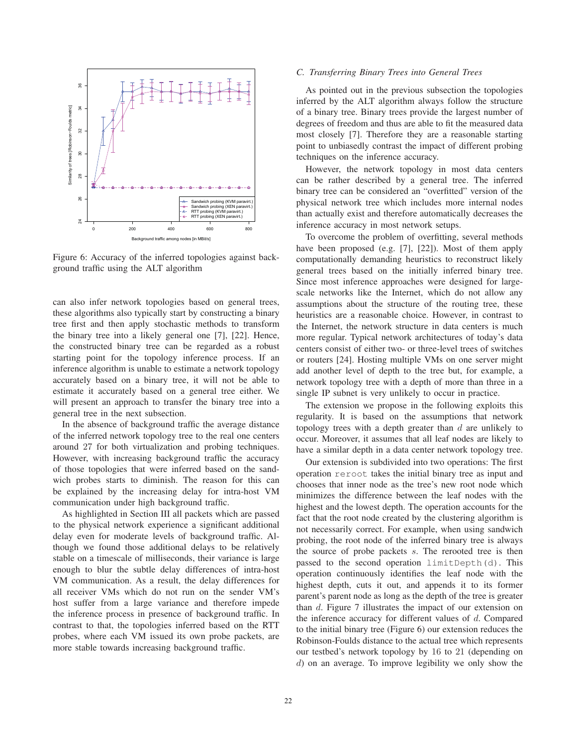Similarity of trees [Robinson–Foulds metric]

24
26
28
30
32
34
36

0
200
400
600
800

Background traffic among nodes [in MBit/s]

Sandwich probing (KVM paravirt.)
Sandwich probing (XEN paravirt.)
RTT probing (KVM paravirt.)
RTT probing (XEN paravirt.)

Figure 6: Accuracy of the inferred topologies against background traffic using the ALT algorithm

can also infer network topologies based on general trees, these algorithms also typically start by constructing a binary tree first and then apply stochastic methods to transform the binary tree into a likely general one [7], [22]. Hence, the constructed binary tree can be regarded as a robust starting point for the topology inference process. If an inference algorithm is unable to estimate a network topology accurately based on a binary tree, it will not be able to estimate it accurately based on a general tree either. We will present an approach to transfer the binary tree into a general tree in the next subsection.

In the absence of background traffic the average distance of the inferred network topology tree to the real one centers around 27 for both virtualization and probing techniques. However, with increasing background traffic the accuracy of those topologies that were inferred based on the sandwich probes starts to diminish. The reason for this can be explained by the increasing delay for intra-host VM communication under high background traffic.

As highlighted in Section III all packets which are passed to the physical network experience a significant additional delay even for moderate levels of background traffic. Although we found those additional delays to be relatively stable on a timescale of milliseconds, their variance is large enough to blur the subtle delay differences of intra-host VM communication. As a result, the delay differences for all receiver VMs which do not run on the sender VM's host suffer from a large variance and therefore impede the inference process in presence of background traffic. In contrast to that, the topologies inferred based on the RTT probes, where each VM issued its own probe packets, are more stable towards increasing background traffic.

### *C. Transferring Binary Trees into General Trees*

As pointed out in the previous subsection the topologies inferred by the ALT algorithm always follow the structure of a binary tree. Binary trees provide the largest number of degrees of freedom and thus are able to fit the measured data most closely [7]. Therefore they are a reasonable starting point to unbiasedly contrast the impact of different probing techniques on the inference accuracy.

However, the network topology in most data centers can be rather described by a general tree. The inferred binary tree can be considered an "overfitted" version of the physical network tree which includes more internal nodes than actually exist and therefore automatically decreases the inference accuracy in most network setups.

To overcome the problem of overfitting, several methods have been proposed (e.g. [7], [22]). Most of them apply computationally demanding heuristics to reconstruct likely general trees based on the initially inferred binary tree. Since most inference approaches were designed for large-scale networks like the Internet, which do not allow any assumptions about the structure of the routing tree, these heuristics are a reasonable choice. However, in contrast to the Internet, the network structure in data centers is much more regular. Typical network architectures of today's data centers consist of either two- or three-level trees of switches or routers [24]. Hosting multiple VMs on one server might add another level of depth to the tree but, for example, a network topology tree with a depth of more than three in a single IP subnet is very unlikely to occur in practice.

The extension we propose in the following exploits this regularity. It is based on the assumptions that network topology trees with a depth greater than $d$ are unlikely to occur. Moreover, it assumes that all leaf nodes are likely to have a similar depth in a data center network topology tree.

Our extension is subdivided into two operations: The first operation `reroot` takes the initial binary tree as input and chooses that inner node as the tree's new root node which minimizes the difference between the leaf nodes with the highest and the lowest depth. The operation accounts for the fact that the root node created by the clustering algorithm is not necessarily correct. For example, when using sandwich probing, the root node of the inferred binary tree is always the source of probe packets $s$. The rerooted tree is then passed to the second operation `limitDepth(d)`. This operation continuously identifies the leaf node with the highest depth, cuts it out, and appends it to its former parent's parent node as long as the depth of the tree is greater than $d$. Figure 7 illustrates the impact of our extension on the inference accuracy for different values of $d$. Compared to the initial binary tree (Figure 6) our extension reduces the Robinson-Foulds distance to the actual tree which represents our testbed's network topology by 16 to 21 (depending on $d$) on an average. To improve legibility we only show the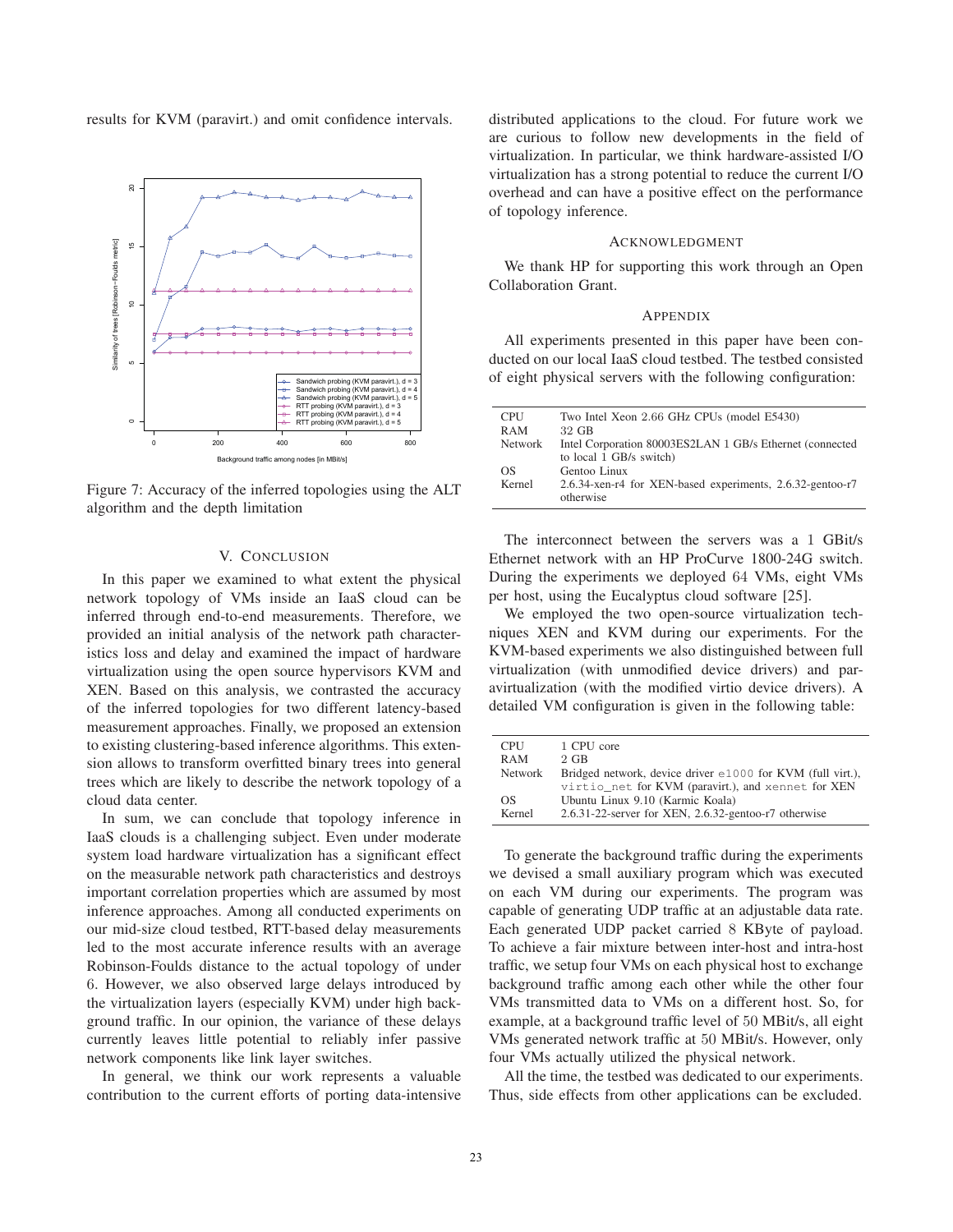results for KVM (paravirt.) and omit confidence intervals.

Similarity of trees [Robinson−Foulds metric]

0
5
10
15
20

0
200
400
600
800

Background traffic among nodes [in MBit/s]

Sandwich probing (KVM paravirt.), d = 3
Sandwich probing (KVM paravirt.), d = 4
Sandwich probing (KVM paravirt.), d = 5
RTT probing (KVM paravirt.), d = 3
RTT probing (KVM paravirt.), d = 4
RTT probing (KVM paravirt.), d = 5

Figure 7: Accuracy of the inferred topologies using the ALT algorithm and the depth limitation

## V. Conclusion

In this paper we examined to what extent the physical network topology of VMs inside an IaaS cloud can be inferred through end-to-end measurements. Therefore, we provided an initial analysis of the network path characteristics loss and delay and examined the impact of hardware virtualization using the open source hypervisors KVM and XEN. Based on this analysis, we contrasted the accuracy of the inferred topologies for two different latency-based measurement approaches. Finally, we proposed an extension to existing clustering-based inference algorithms. This extension allows to transform overfitted binary trees into general trees which are likely to describe the network topology of a cloud data center.

In sum, we can conclude that topology inference in IaaS clouds is a challenging subject. Even under moderate system load hardware virtualization has a significant effect on the measurable network path characteristics and destroys important correlation properties which are assumed by most inference approaches. Among all conducted experiments on our mid-size cloud testbed, RTT-based delay measurements led to the most accurate inference results with an average Robinson-Foulds distance to the actual topology of under 6. However, we also observed large delays introduced by the virtualization layers (especially KVM) under high background traffic. In our opinion, the variance of these delays currently leaves little potential to reliably infer passive network components like link layer switches.

In general, we think our work represents a valuable contribution to the current efforts of porting data-intensive distributed applications to the cloud. For future work we are curious to follow new developments in the field of virtualization. In particular, we think hardware-assisted I/O virtualization has a strong potential to reduce the current I/O overhead and can have a positive effect on the performance of topology inference.

## Acknowledgment

We thank HP for supporting this work through an Open Collaboration Grant.

## Appendix

All experiments presented in this paper have been conducted on our local IaaS cloud testbed. The testbed consisted of eight physical servers with the following configuration:

| | |
|---|---|
| CPU | Two Intel Xeon 2.66 GHz CPUs (model E5430) |
| RAM | 32 GB |
| Network | Intel Corporation 80003ES2LAN 1 GB/s Ethernet (connected to local 1 GB/s switch) |
| OS | Gentoo Linux |
| Kernel | 2.6.34-xen-r4 for XEN-based experiments, 2.6.32-gentoo-r7 otherwise |

The interconnect between the servers was a 1 GBit/s Ethernet network with an HP ProCurve 1800-24G switch. During the experiments we deployed 64 VMs, eight VMs per host, using the Eucalyptus cloud software [25].

We employed the two open-source virtualization techniques XEN and KVM during our experiments. For the KVM-based experiments we also distinguished between full virtualization (with unmodified device drivers) and paravirtualization (with the modified virtio device drivers). A detailed VM configuration is given in the following table:

| | |
|---|---|
| CPU | 1 CPU core |
| RAM | 2 GB |
| Network | Bridged network, device driver `e1000` for KVM (full virt.), `virtio_net` for KVM (paravirt.), and `xennet` for XEN |
| OS | Ubuntu Linux 9.10 (Karmic Koala) |
| Kernel | 2.6.31-22-server for XEN, 2.6.32-gentoo-r7 otherwise |

To generate the background traffic during the experiments we devised a small auxiliary program which was executed on each VM during our experiments. The program was capable of generating UDP traffic at an adjustable data rate. Each generated UDP packet carried 8 KByte of payload. To achieve a fair mixture between inter-host and intra-host traffic, we setup four VMs on each physical host to exchange background traffic among each other while the other four VMs transmitted data to VMs on a different host. So, for example, at a background traffic level of 50 MBit/s, all eight VMs generated network traffic at 50 MBit/s. However, only four VMs actually utilized the physical network.

All the time, the testbed was dedicated to our experiments. Thus, side effects from other applications can be excluded.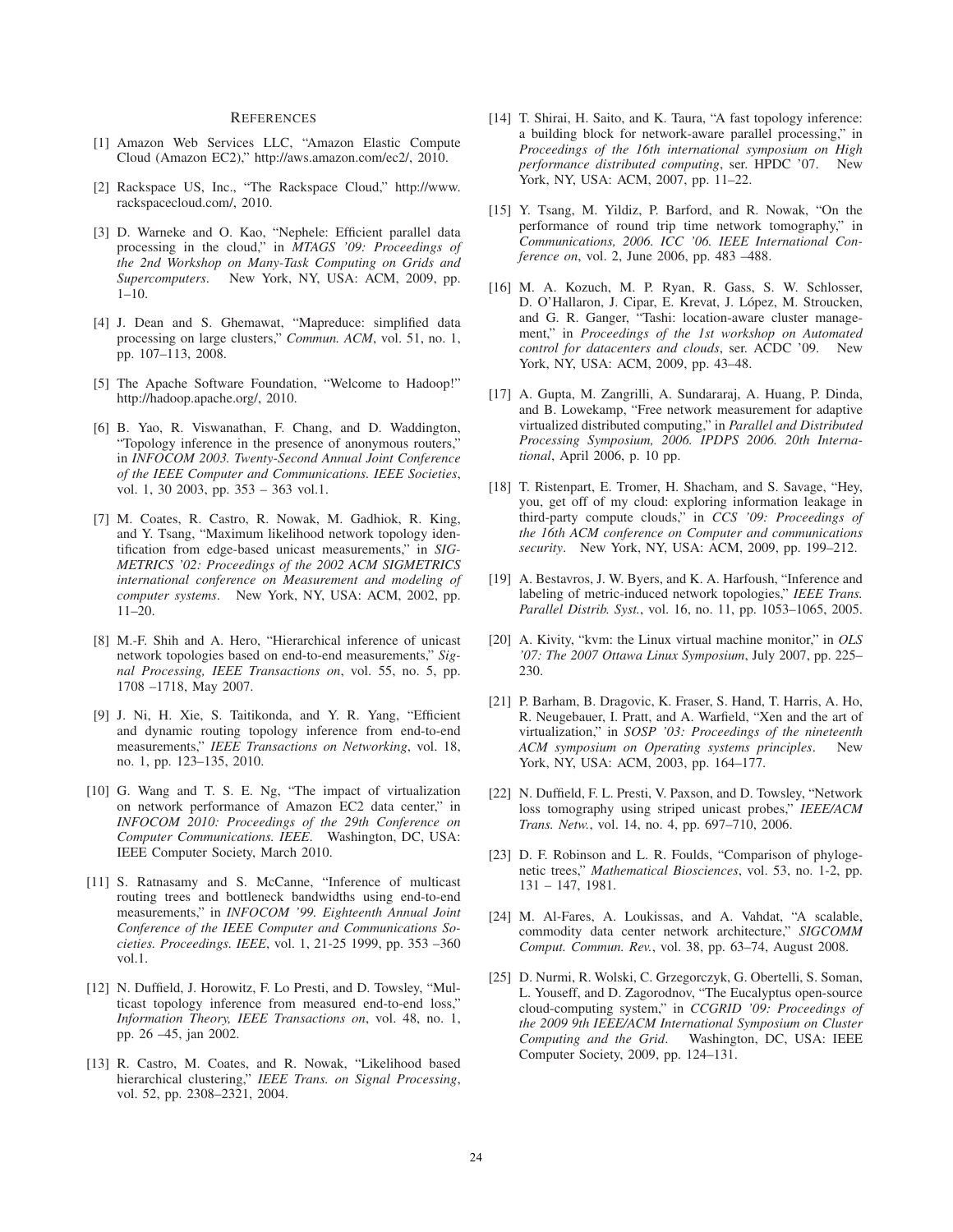## References

[1] Amazon Web Services LLC, "Amazon Elastic Compute Cloud (Amazon EC2)," http://aws.amazon.com/ec2/, 2010.

[2] Rackspace US, Inc., "The Rackspace Cloud," http://www.rackspacecloud.com/, 2010.

[3] D. Warneke and O. Kao, "Nephele: Efficient parallel data processing in the cloud," in *MTAGS '09: Proceedings of the 2nd Workshop on Many-Task Computing on Grids and Supercomputers*. New York, NY, USA: ACM, 2009, pp. 1–10.

[4] J. Dean and S. Ghemawat, "Mapreduce: simplified data processing on large clusters," *Commun. ACM*, vol. 51, no. 1, pp. 107–113, 2008.

[5] The Apache Software Foundation, "Welcome to Hadoop!" http://hadoop.apache.org/, 2010.

[6] B. Yao, R. Viswanathan, F. Chang, and D. Waddington, "Topology inference in the presence of anonymous routers," in *INFOCOM 2003. Twenty-Second Annual Joint Conference of the IEEE Computer and Communications. IEEE Societies*, vol. 1, 30 2003, pp. 353 – 363 vol.1.

[7] M. Coates, R. Castro, R. Nowak, M. Gadhiok, R. King, and Y. Tsang, "Maximum likelihood network topology identification from edge-based unicast measurements," in *SIGMETRICS '02: Proceedings of the 2002 ACM SIGMETRICS international conference on Measurement and modeling of computer systems*. New York, NY, USA: ACM, 2002, pp. 11–20.

[8] M.-F. Shih and A. Hero, "Hierarchical inference of unicast network topologies based on end-to-end measurements," *Signal Processing, IEEE Transactions on*, vol. 55, no. 5, pp. 1708 –1718, May 2007.

[9] J. Ni, H. Xie, S. Taitikonda, and Y. R. Yang, "Efficient and dynamic routing topology inference from end-to-end measurements," *IEEE Transactions on Networking*, vol. 18, no. 1, pp. 123–135, 2010.

[10] G. Wang and T. S. E. Ng, "The impact of virtualization on network performance of Amazon EC2 data center," in *INFOCOM 2010: Proceedings of the 29th Conference on Computer Communications. IEEE*. Washington, DC, USA: IEEE Computer Society, March 2010.

[11] S. Ratnasamy and S. McCanne, "Inference of multicast routing trees and bottleneck bandwidths using end-to-end measurements," in *INFOCOM '99. Eighteenth Annual Joint Conference of the IEEE Computer and Communications Societies. Proceedings. IEEE*, vol. 1, 21-25 1999, pp. 353 –360 vol.1.

[12] N. Duffield, J. Horowitz, F. Lo Presti, and D. Towsley, "Multicast topology inference from measured end-to-end loss," *Information Theory, IEEE Transactions on*, vol. 48, no. 1, pp. 26 –45, jan 2002.

[13] R. Castro, M. Coates, and R. Nowak, "Likelihood based hierarchical clustering," *IEEE Trans. on Signal Processing*, vol. 52, pp. 2308–2321, 2004.

[14] T. Shirai, H. Saito, and K. Taura, "A fast topology inference: a building block for network-aware parallel processing," in *Proceedings of the 16th international symposium on High performance distributed computing*, ser. HPDC '07. New York, NY, USA: ACM, 2007, pp. 11–22.

[15] Y. Tsang, M. Yildiz, P. Barford, and R. Nowak, "On the performance of round trip time network tomography," in *Communications, 2006. ICC '06. IEEE International Conference on*, vol. 2, June 2006, pp. 483 –488.

[16] M. A. Kozuch, M. P. Ryan, R. Gass, S. W. Schlosser, D. O'Hallaron, J. Cipar, E. Krevat, J. López, M. Stroucken, and G. R. Ganger, "Tashi: location-aware cluster management," in *Proceedings of the 1st workshop on Automated control for datacenters and clouds*, ser. ACDC '09. New York, NY, USA: ACM, 2009, pp. 43–48.

[17] A. Gupta, M. Zangrilli, A. Sundararaj, A. Huang, P. Dinda, and B. Lowekamp, "Free network measurement for adaptive virtualized distributed computing," in *Parallel and Distributed Processing Symposium, 2006. IPDPS 2006. 20th International*, April 2006, p. 10 pp.

[18] T. Ristenpart, E. Tromer, H. Shacham, and S. Savage, "Hey, you, get off of my cloud: exploring information leakage in third-party compute clouds," in *CCS '09: Proceedings of the 16th ACM conference on Computer and communications security*. New York, NY, USA: ACM, 2009, pp. 199–212.

[19] A. Bestavros, J. W. Byers, and K. A. Harfoush, "Inference and labeling of metric-induced network topologies," *IEEE Trans. Parallel Distrib. Syst.*, vol. 16, no. 11, pp. 1053–1065, 2005.

[20] A. Kivity, "kvm: the Linux virtual machine monitor," in *OLS '07: The 2007 Ottawa Linux Symposium*, July 2007, pp. 225–230.

[21] P. Barham, B. Dragovic, K. Fraser, S. Hand, T. Harris, A. Ho, R. Neugebauer, I. Pratt, and A. Warfield, "Xen and the art of virtualization," in *SOSP '03: Proceedings of the nineteenth ACM symposium on Operating systems principles*. New York, NY, USA: ACM, 2003, pp. 164–177.

[22] N. Duffield, F. L. Presti, V. Paxson, and D. Towsley, "Network loss tomography using striped unicast probes," *IEEE/ACM Trans. Netw.*, vol. 14, no. 4, pp. 697–710, 2006.

[23] D. F. Robinson and L. R. Foulds, "Comparison of phylogenetic trees," *Mathematical Biosciences*, vol. 53, no. 1-2, pp. 131 – 147, 1981.

[24] M. Al-Fares, A. Loukissas, and A. Vahdat, "A scalable, commodity data center network architecture," *SIGCOMM Comput. Commun. Rev.*, vol. 38, pp. 63–74, August 2008.

[25] D. Nurmi, R. Wolski, C. Grzegorczyk, G. Obertelli, S. Soman, L. Youseff, and D. Zagorodnov, "The Eucalyptus open-source cloud-computing system," in *CCGRID '09: Proceedings of the 2009 9th IEEE/ACM International Symposium on Cluster Computing and the Grid*. Washington, DC, USA: IEEE Computer Society, 2009, pp. 124–131.